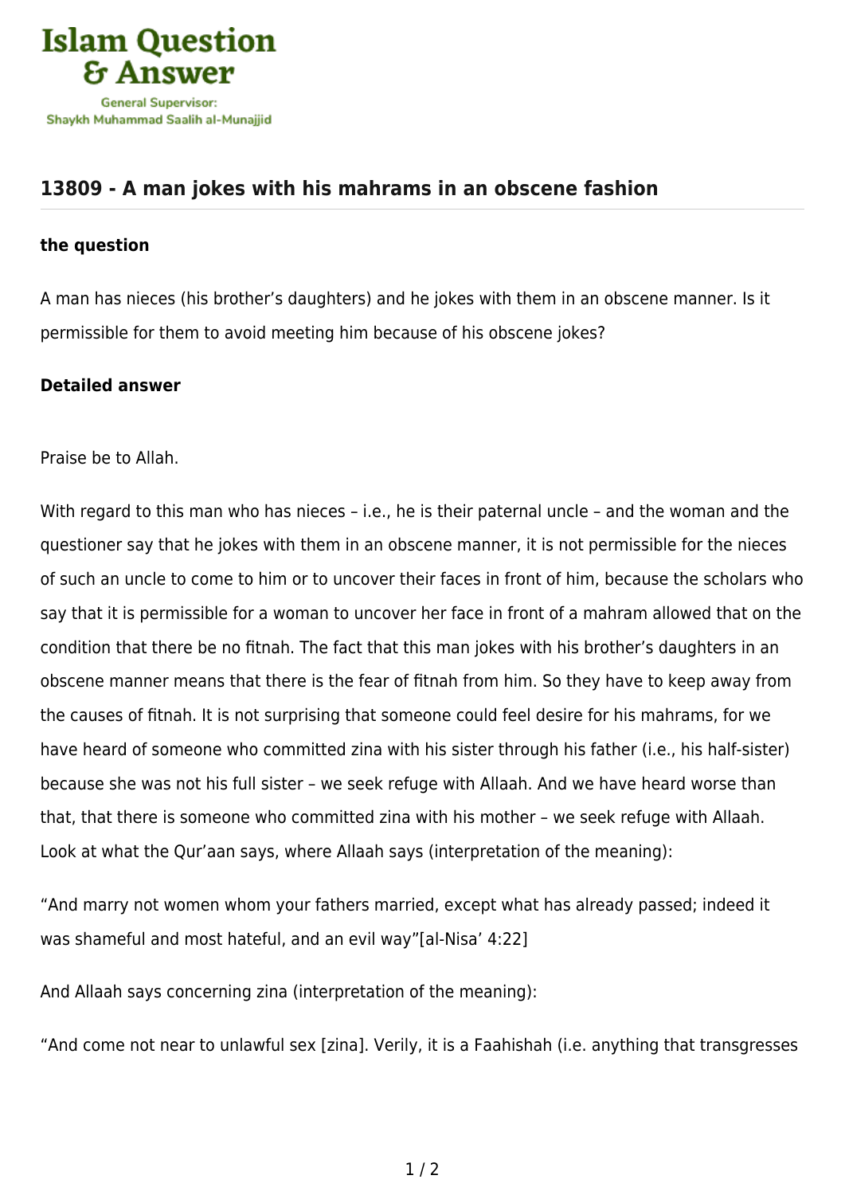Islam Question & Answer

General Supervisor: Shaykh Muhammad Saalih al-Munajjid

## 13809 - A man jokes with his mahrams in an obscene fashion

### the question

A man has nieces (his brother's daughters) and he jokes with them in an obscene manner. Is it permissible for them to avoid meeting him because of his obscene jokes?

### Detailed answer

Praise be to Allah.

With regard to this man who has nieces – i.e., he is their paternal uncle – and the woman and the questioner say that he jokes with them in an obscene manner, it is not permissible for the nieces of such an uncle to come to him or to uncover their faces in front of him, because the scholars who say that it is permissible for a woman to uncover her face in front of a mahram allowed that on the condition that there be no fitnah. The fact that this man jokes with his brother's daughters in an obscene manner means that there is the fear of fitnah from him. So they have to keep away from the causes of fitnah. It is not surprising that someone could feel desire for his mahrams, for we have heard of someone who committed zina with his sister through his father (i.e., his half-sister) because she was not his full sister – we seek refuge with Allaah. And we have heard worse than that, that there is someone who committed zina with his mother – we seek refuge with Allaah. Look at what the Qur'aan says, where Allaah says (interpretation of the meaning):

"And marry not women whom your fathers married, except what has already passed; indeed it was shameful and most hateful, and an evil way"[al-Nisa' 4:22]

And Allaah says concerning zina (interpretation of the meaning):

"And come not near to unlawful sex [zina]. Verily, it is a Faahishah (i.e. anything that transgresses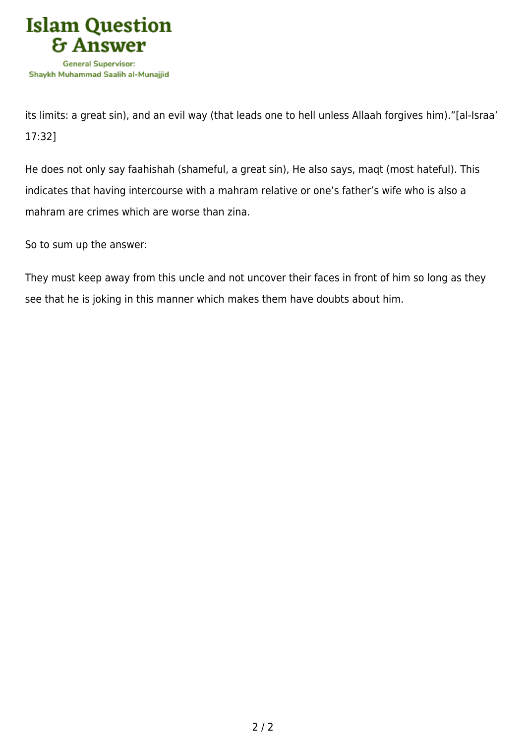its limits: a great sin), and an evil way (that leads one to hell unless Allaah forgives him)."[al-Israa' 17:32]

He does not only say faahishah (shameful, a great sin), He also says, maqt (most hateful). This indicates that having intercourse with a mahram relative or one's father's wife who is also a mahram are crimes which are worse than zina.

So to sum up the answer:

They must keep away from this uncle and not uncover their faces in front of him so long as they see that he is joking in this manner which makes them have doubts about him.